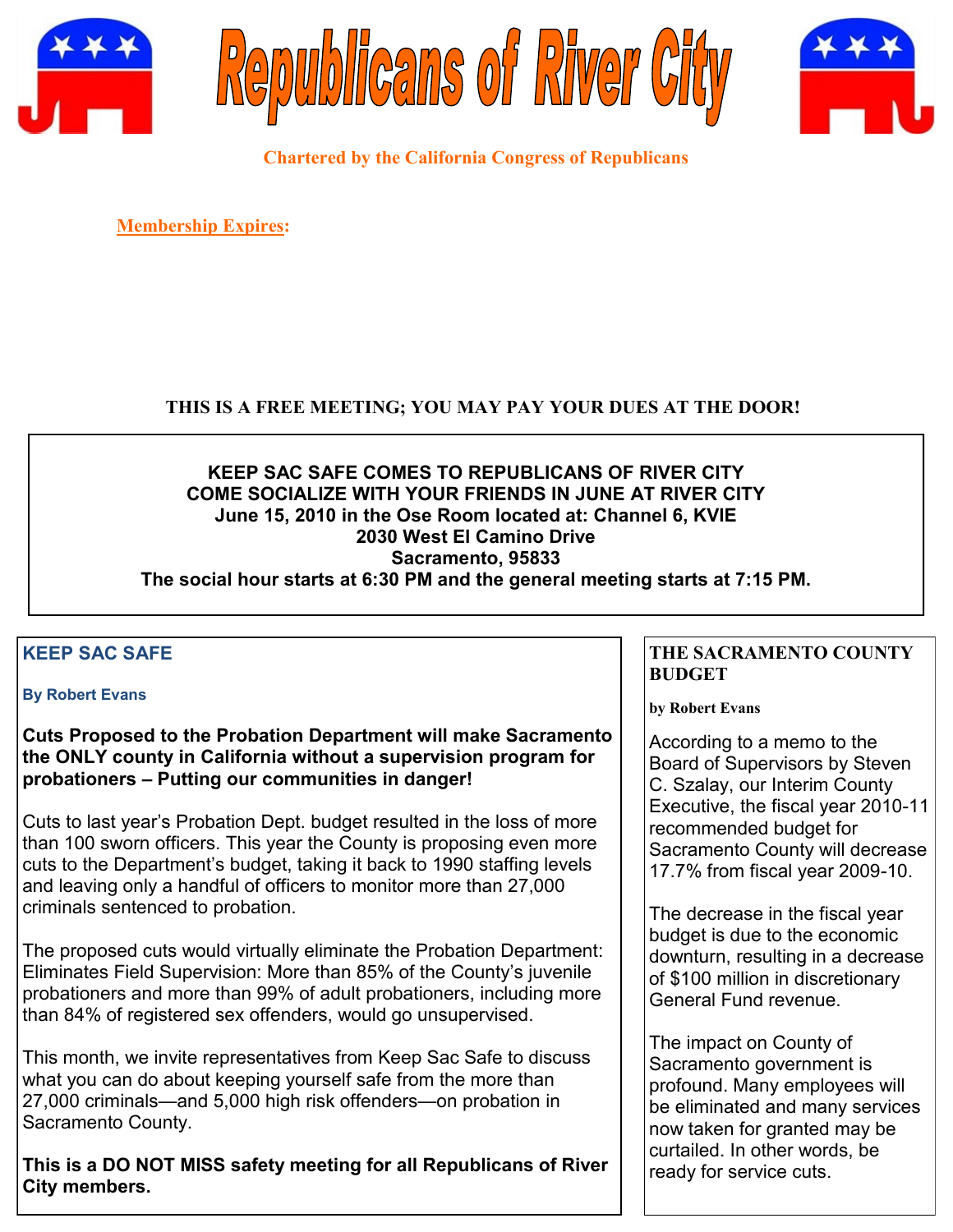# Republicans of River City

**Chartered by the California Congress of Republicans**

**Membership Expires:**

**THIS IS A FREE MEETING; YOU MAY PAY YOUR DUES AT THE DOOR!**

**KEEP SAC SAFE COMES TO REPUBLICANS OF RIVER CITY**
**COME SOCIALIZE WITH YOUR FRIENDS IN JUNE AT RIVER CITY**
**June 15, 2010 in the Ose Room located at: Channel 6, KVIE**
**2030 West El Camino Drive**
**Sacramento, 95833**
**The social hour starts at 6:30 PM and the general meeting starts at 7:15 PM.**

## KEEP SAC SAFE

**By Robert Evans**

**Cuts Proposed to the Probation Department will make Sacramento the ONLY county in California without a supervision program for probationers – Putting our communities in danger!**

Cuts to last year's Probation Dept. budget resulted in the loss of more than 100 sworn officers. This year the County is proposing even more cuts to the Department's budget, taking it back to 1990 staffing levels and leaving only a handful of officers to monitor more than 27,000 criminals sentenced to probation.

The proposed cuts would virtually eliminate the Probation Department: Eliminates Field Supervision: More than 85% of the County's juvenile probationers and more than 99% of adult probationers, including more than 84% of registered sex offenders, would go unsupervised.

This month, we invite representatives from Keep Sac Safe to discuss what you can do about keeping yourself safe from the more than 27,000 criminals—and 5,000 high risk offenders—on probation in Sacramento County.

**This is a DO NOT MISS safety meeting for all Republicans of River City members.**

## THE SACRAMENTO COUNTY BUDGET

**by Robert Evans**

According to a memo to the Board of Supervisors by Steven C. Szalay, our Interim County Executive, the fiscal year 2010-11 recommended budget for Sacramento County will decrease 17.7% from fiscal year 2009-10.

The decrease in the fiscal year budget is due to the economic downturn, resulting in a decrease of $100 million in discretionary General Fund revenue.

The impact on County of Sacramento government is profound. Many employees will be eliminated and many services now taken for granted may be curtailed. In other words, be ready for service cuts.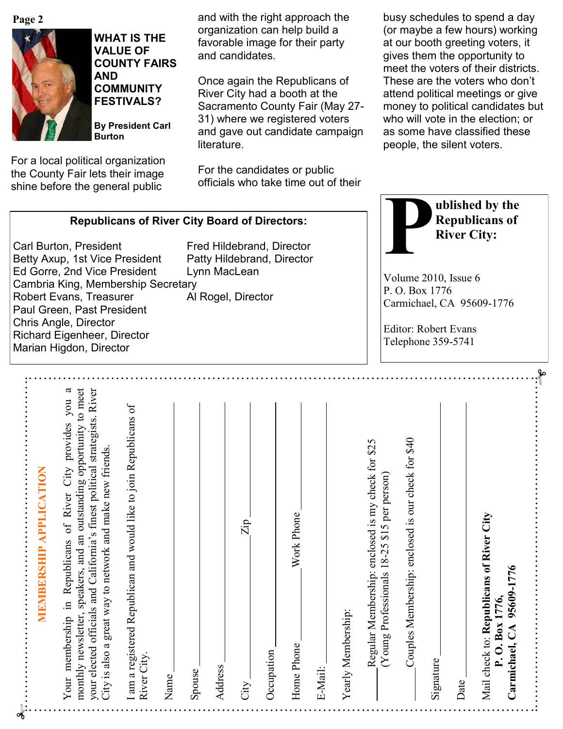## WHAT IS THE VALUE OF COUNTY FAIRS AND COMMUNITY FESTIVALS?

**By President Carl Burton**

For a local political organization the County Fair lets their image shine before the general public and with the right approach the organization can help build a favorable image for their party and candidates.

Once again the Republicans of River City had a booth at the Sacramento County Fair (May 27-31) where we registered voters and gave out candidate campaign literature.

For the candidates or public officials who take time out of their busy schedules to spend a day (or maybe a few hours) working at our booth greeting voters, it gives them the opportunity to meet the voters of their districts. These are the voters who don't attend political meetings or give money to political candidates but who will vote in the election; or as some have classified these people, the silent voters.

**Republicans of River City Board of Directors:**

Carl Burton, President
Betty Axup, 1st Vice President
Ed Gorre, 2nd Vice President
Cambria King, Membership Secretary
Robert Evans, Treasurer
Paul Green, Past President
Chris Angle, Director
Richard Eigenheer, Director
Marian Higdon, Director
Fred Hildebrand, Director
Patty Hildebrand, Director
Lynn MacLean
Al Rogel, Director

**Published by the Republicans of River City:**

Volume 2010, Issue 6
P. O. Box 1776
Carmichael, CA 95609-1776

Editor: Robert Evans
Telephone 359-5741

## MEMBERSHIP APPLICATION

Your membership in Republicans of River City provides you a monthly newsletter, speakers, and an outstanding opportunity to meet your elected officials and California's finest political strategists. River City is also a great way to network and make new friends.

I am a registered Republican and would like to join Republicans of River City.

Name ____________________

Spouse ____________________

Address ____________________

City ____________ Zip ____________

Occupation ____________________

Home Phone ____________ Work Phone ____________

E-Mail: ____________________

Yearly Membership:

____ Regular Membership: enclosed is my check for $25 (Young Professionals 18-25 $15 per person)

____ Couples Membership: enclosed is our check for $40

Signature ____________________

Date ____________________

Mail check to: **Republicans of River City**
**P. O. Box 1776,**
**Carmichael, CA 95609-1776**